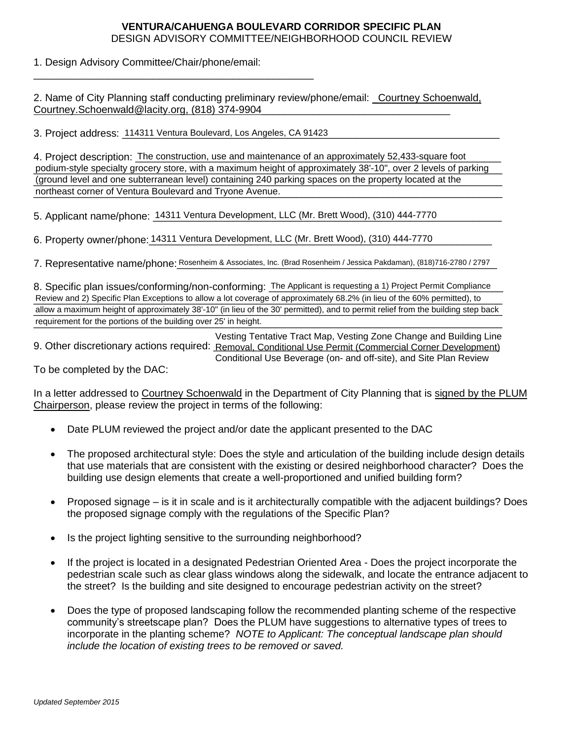**VENTURA/CAHUENGA BOULEVARD CORRIDOR SPECIFIC PLAN**
DESIGN ADVISORY COMMITTEE/NEIGHBORHOOD COUNCIL REVIEW

1. Design Advisory Committee/Chair/phone/email:
___________________________________________________

2. Name of City Planning staff conducting preliminary review/phone/email: Courtney Schoenwald, Courtney.Schoenwald@lacity.org, (818) 374-9904

3. Project address: 114311 Ventura Boulevard, Los Angeles, CA 91423

4. Project description: The construction, use and maintenance of an approximately 52,433-square foot podium-style specialty grocery store, with a maximum height of approximately 38'-10", over 2 levels of parking (ground level and one subterranean level) containing 240 parking spaces on the property located at the northeast corner of Ventura Boulevard and Tryone Avenue.

5. Applicant name/phone: 14311 Ventura Development, LLC (Mr. Brett Wood), (310) 444-7770

6. Property owner/phone: 14311 Ventura Development, LLC (Mr. Brett Wood), (310) 444-7770

7. Representative name/phone: Rosenheim & Associates, Inc. (Brad Rosenheim / Jessica Pakdaman), (818)716-2780 / 2797

8. Specific plan issues/conforming/non-conforming: The Applicant is requesting a 1) Project Permit Compliance Review and 2) Specific Plan Exceptions to allow a lot coverage of approximately 68.2% (in lieu of the 60% permitted), to allow a maximum height of approximately 38'-10" (in lieu of the 30' permitted), and to permit relief from the building step back requirement for the portions of the building over 25' in height.

9. Other discretionary actions required: Vesting Tentative Tract Map, Vesting Zone Change and Building Line Removal, Conditional Use Permit (Commercial Corner Development) Conditional Use Beverage (on- and off-site), and Site Plan Review

To be completed by the DAC:

In a letter addressed to Courtney Schoenwald in the Department of City Planning that is signed by the PLUM Chairperson, please review the project in terms of the following:

- Date PLUM reviewed the project and/or date the applicant presented to the DAC
- The proposed architectural style: Does the style and articulation of the building include design details that use materials that are consistent with the existing or desired neighborhood character? Does the building use design elements that create a well-proportioned and unified building form?
- Proposed signage – is it in scale and is it architecturally compatible with the adjacent buildings? Does the proposed signage comply with the regulations of the Specific Plan?
- Is the project lighting sensitive to the surrounding neighborhood?
- If the project is located in a designated Pedestrian Oriented Area - Does the project incorporate the pedestrian scale such as clear glass windows along the sidewalk, and locate the entrance adjacent to the street? Is the building and site designed to encourage pedestrian activity on the street?
- Does the type of proposed landscaping follow the recommended planting scheme of the respective community's streetscape plan? Does the PLUM have suggestions to alternative types of trees to incorporate in the planting scheme? *NOTE to Applicant: The conceptual landscape plan should include the location of existing trees to be removed or saved.*

*Updated September 2015*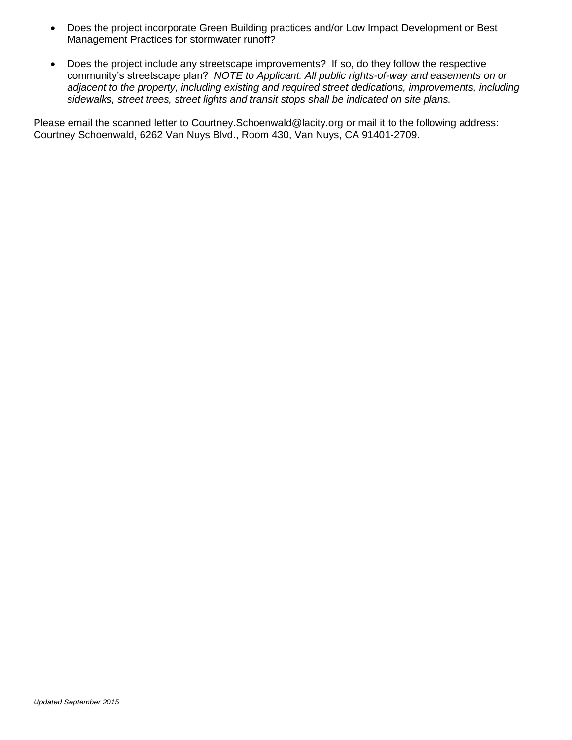- Does the project incorporate Green Building practices and/or Low Impact Development or Best Management Practices for stormwater runoff?

- Does the project include any streetscape improvements? If so, do they follow the respective community's streetscape plan? *NOTE to Applicant: All public rights-of-way and easements on or adjacent to the property, including existing and required street dedications, improvements, including sidewalks, street trees, street lights and transit stops shall be indicated on site plans.*

Please email the scanned letter to Courtney.Schoenwald@lacity.org or mail it to the following address: Courtney Schoenwald, 6262 Van Nuys Blvd., Room 430, Van Nuys, CA 91401-2709.

*Updated September 2015*